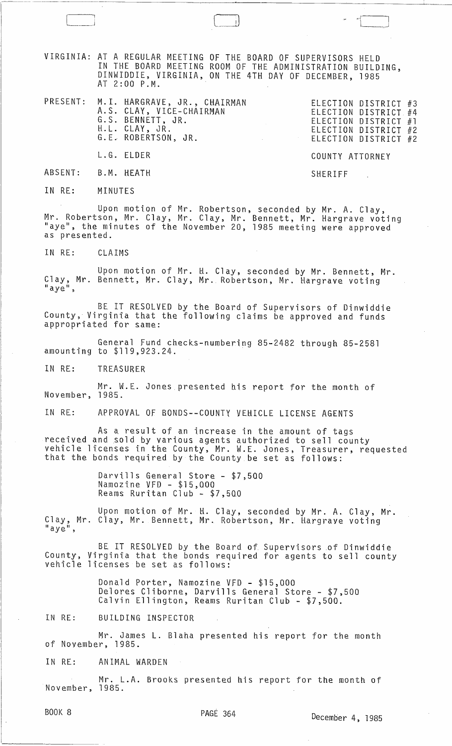VIRGINIA: AT A REGULAR MEETING OF THE BOARD OF SUPERVISORS HELD IN THE BOARD MEETING ROOM OF THE ADMINISTRATION BUILDING, DINWIDDIE, VIRGINIA, ON THE 4TH DAY OF DECEMBER, 1985 AT 2:00 P.M.

| | | |
|---|---|---|
| PRESENT: | M.I. HARGRAVE, JR., CHAIRMAN | ELECTION DISTRICT #3 |
| | A.S. CLAY, VICE-CHAIRMAN | ELECTION DISTRICT #4 |
| | G.S. BENNETT, JR. | ELECTION DISTRICT #1 |
| | H.L. CLAY, JR. | ELECTION DISTRICT #2 |
| | G.E. ROBERTSON, JR. | ELECTION DISTRICT #2 |
| | L.G. ELDER | COUNTY ATTORNEY |
| ABSENT: | B.M. HEATH | SHERIFF |

IN RE: MINUTES

Upon motion of Mr. Robertson, seconded by Mr. A. Clay, Mr. Robertson, Mr. Clay, Mr. Clay, Mr. Bennett, Mr. Hargrave voting "aye", the minutes of the November 20, 1985 meeting were approved as presented.

IN RE: CLAIMS

Upon motion of Mr. H. Clay, seconded by Mr. Bennett, Mr. Clay, Mr. Bennett, Mr. Clay, Mr. Robertson, Mr. Hargrave voting "aye",

BE IT RESOLVED by the Board of Supervisors of Dinwiddie County, Virginia that the following claims be approved and funds appropriated for same:

General Fund checks-numbering 85-2482 through 85-2581 amounting to $119,923.24.

IN RE: TREASURER

Mr. W.E. Jones presented his report for the month of November, 1985.

IN RE: APPROVAL OF BONDS--COUNTY VEHICLE LICENSE AGENTS

As a result of an increase in the amount of tags received and sold by various agents authorized to sell county vehicle licenses in the County, Mr. W.E. Jones, Treasurer, requested that the bonds required by the County be set as follows:

Darvills General Store - $7,500
Namozine VFD - $15,000
Reams Ruritan Club - $7,500

Upon motion of Mr. H. Clay, seconded by Mr. A. Clay, Mr. Clay, Mr. Clay, Mr. Bennett, Mr. Robertson, Mr. Hargrave voting "aye",

BE IT RESOLVED by the Board of Supervisors of Dinwiddie County, Virginia that the bonds required for agents to sell county vehicle licenses be set as follows:

Donald Porter, Namozine VFD - $15,000
Delores Cliborne, Darvills General Store - $7,500
Calvin Ellington, Reams Ruritan Club - $7,500.

IN RE: BUILDING INSPECTOR

Mr. James L. Blaha presented his report for the month of November, 1985.

IN RE: ANIMAL WARDEN

Mr. L.A. Brooks presented his report for the month of November, 1985.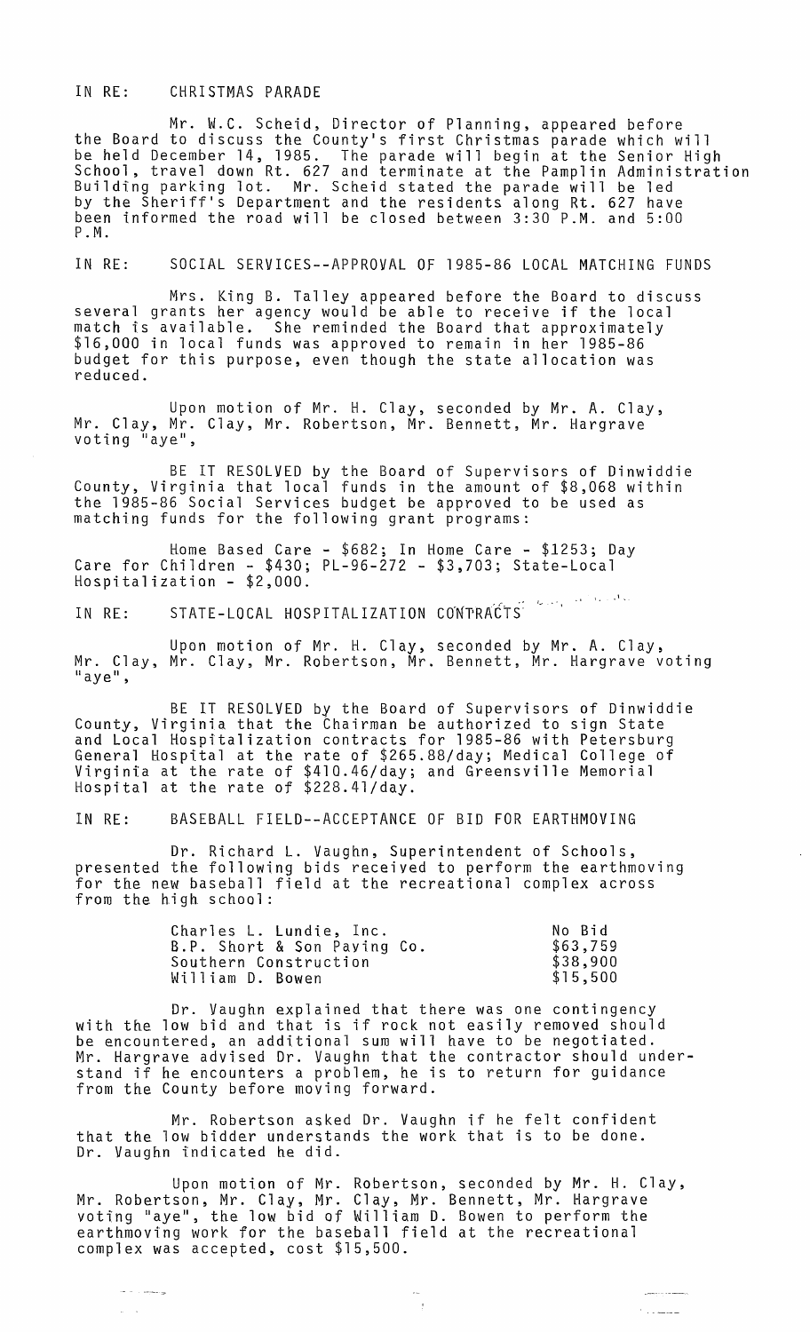IN RE: CHRISTMAS PARADE

Mr. W.C. Scheid, Director of Planning, appeared before the Board to discuss the County's first Christmas parade which will be held December 14, 1985. The parade will begin at the Senior High School, travel down Rt. 627 and terminate at the Pamplin Administration Building parking lot. Mr. Scheid stated the parade will be led by the Sheriff's Department and the residents along Rt. 627 have been informed the road will be closed between 3:30 P.M. and 5:00 P.M.

IN RE: SOCIAL SERVICES--APPROVAL OF 1985-86 LOCAL MATCHING FUNDS

Mrs. King B. Talley appeared before the Board to discuss several grants her agency would be able to receive if the local match is available. She reminded the Board that approximately $16,000 in local funds was approved to remain in her 1985-86 budget for this purpose, even though the state allocation was reduced.

Upon motion of Mr. H. Clay, seconded by Mr. A. Clay, Mr. Clay, Mr. Clay, Mr. Robertson, Mr. Bennett, Mr. Hargrave voting "aye",

BE IT RESOLVED by the Board of Supervisors of Dinwiddie County, Virginia that local funds in the amount of $8,068 within the 1985-86 Social Services budget be approved to be used as matching funds for the following grant programs:

Home Based Care - $682; In Home Care - $1253; Day Care for Children - $430; PL-96-272 - $3,703; State-Local Hospitalization - $2,000.

IN RE: STATE-LOCAL HOSPITALIZATION CONTRACTS

Upon motion of Mr. H. Clay, seconded by Mr. A. Clay, Mr. Clay, Mr. Clay, Mr. Robertson, Mr. Bennett, Mr. Hargrave voting "aye",

BE IT RESOLVED by the Board of Supervisors of Dinwiddie County, Virginia that the Chairman be authorized to sign State and Local Hospitalization contracts for 1985-86 with Petersburg General Hospital at the rate of $265.88/day; Medical College of Virginia at the rate of $410.46/day; and Greensville Memorial Hospital at the rate of $228.41/day.

IN RE: BASEBALL FIELD--ACCEPTANCE OF BID FOR EARTHMOVING

Dr. Richard L. Vaughn, Superintendent of Schools, presented the following bids received to perform the earthmoving for the new baseball field at the recreational complex across from the high school:

| | |
|---|---|
| Charles L. Lundie, Inc. | No Bid |
| B.P. Short & Son Paving Co. | $63,759 |
| Southern Construction | $38,900 |
| William D. Bowen | $15,500 |

Dr. Vaughn explained that there was one contingency with the low bid and that is if rock not easily removed should be encountered, an additional sum will have to be negotiated. Mr. Hargrave advised Dr. Vaughn that the contractor should understand if he encounters a problem, he is to return for guidance from the County before moving forward.

Mr. Robertson asked Dr. Vaughn if he felt confident that the low bidder understands the work that is to be done. Dr. Vaughn indicated he did.

Upon motion of Mr. Robertson, seconded by Mr. H. Clay, Mr. Robertson, Mr. Clay, Mr. Clay, Mr. Bennett, Mr. Hargrave voting "aye", the low bid of William D. Bowen to perform the earthmoving work for the baseball field at the recreational complex was accepted, cost $15,500.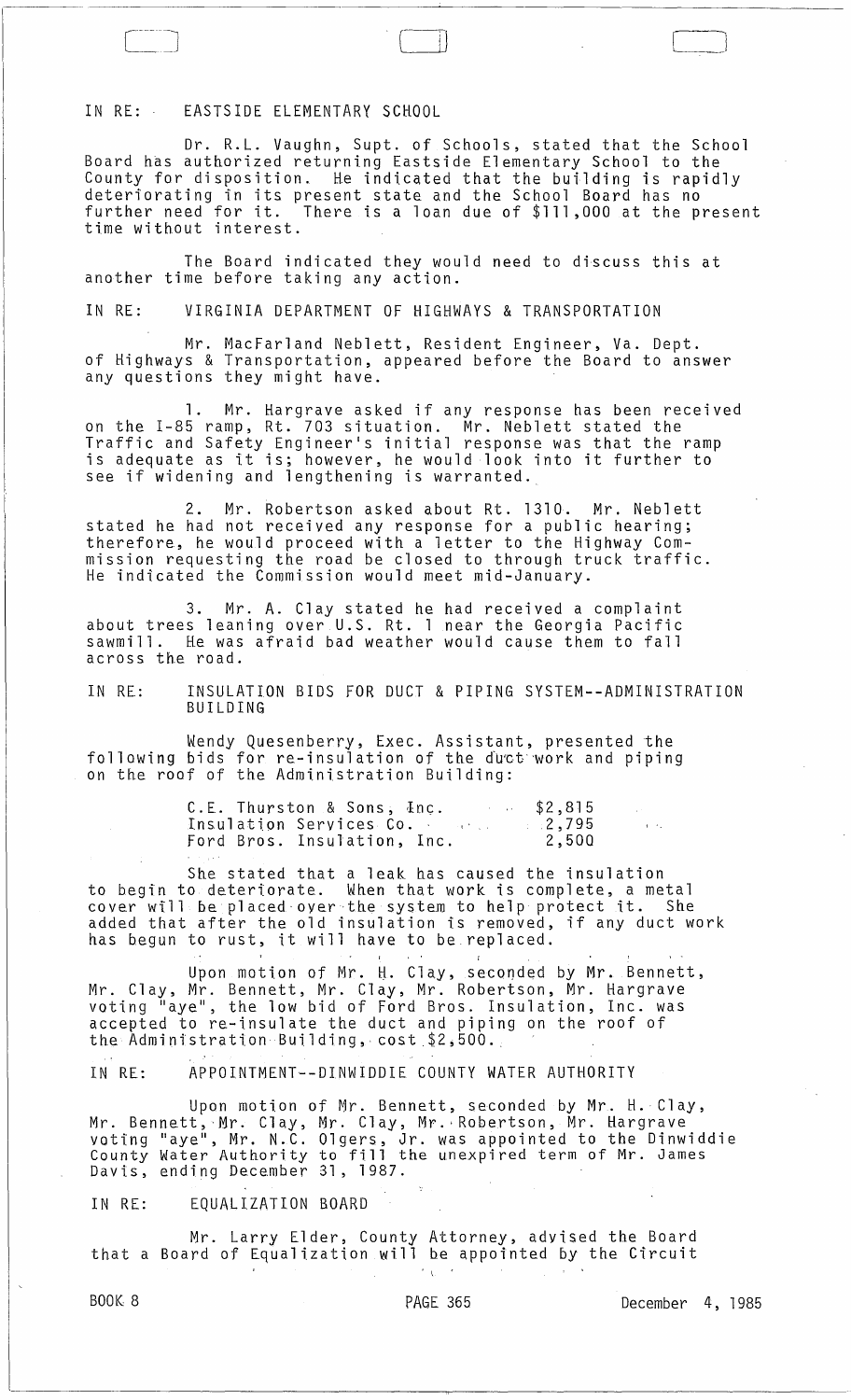IN RE: EASTSIDE ELEMENTARY SCHOOL

Dr. R.L. Vaughn, Supt. of Schools, stated that the School Board has authorized returning Eastside Elementary School to the County for disposition. He indicated that the building is rapidly deteriorating in its present state and the School Board has no further need for it. There is a loan due of $111,000 at the present time without interest.

The Board indicated they would need to discuss this at another time before taking any action.

IN RE: VIRGINIA DEPARTMENT OF HIGHWAYS & TRANSPORTATION

Mr. MacFarland Neblett, Resident Engineer, Va. Dept. of Highways & Transportation, appeared before the Board to answer any questions they might have.

1. Mr. Hargrave asked if any response has been received on the I-85 ramp, Rt. 703 situation. Mr. Neblett stated the Traffic and Safety Engineer's initial response was that the ramp is adequate as it is; however, he would look into it further to see if widening and lengthening is warranted.

2. Mr. Robertson asked about Rt. 1310. Mr. Neblett stated he had not received any response for a public hearing; therefore, he would proceed with a letter to the Highway Commission requesting the road be closed to through truck traffic. He indicated the Commission would meet mid-January.

3. Mr. A. Clay stated he had received a complaint about trees leaning over U.S. Rt. 1 near the Georgia Pacific sawmill. He was afraid bad weather would cause them to fall across the road.

IN RE: INSULATION BIDS FOR DUCT & PIPING SYSTEM--ADMINISTRATION BUILDING

Wendy Quesenberry, Exec. Assistant, presented the following bids for re-insulation of the duct work and piping on the roof of the Administration Building:

| | |
|---|---|
| C.E. Thurston & Sons, Inc. | $2,815 |
| Insulation Services Co. | 2,795 |
| Ford Bros. Insulation, Inc. | 2,500 |

She stated that a leak has caused the insulation to begin to deteriorate. When that work is complete, a metal cover will be placed over the system to help protect it. She added that after the old insulation is removed, if any duct work has begun to rust, it will have to be replaced.

Upon motion of Mr. H. Clay, seconded by Mr. Bennett, Mr. Clay, Mr. Bennett, Mr. Clay, Mr. Robertson, Mr. Hargrave voting "aye", the low bid of Ford Bros. Insulation, Inc. was accepted to re-insulate the duct and piping on the roof of the Administration Building, cost $2,500.

IN RE: APPOINTMENT--DINWIDDIE COUNTY WATER AUTHORITY

Upon motion of Mr. Bennett, seconded by Mr. H. Clay, Mr. Bennett, Mr. Clay, Mr. Clay, Mr. Robertson, Mr. Hargrave voting "aye", Mr. N.C. Olgers, Jr. was appointed to the Dinwiddie County Water Authority to fill the unexpired term of Mr. James Davis, ending December 31, 1987.

IN RE: EQUALIZATION BOARD

Mr. Larry Elder, County Attorney, advised the Board that a Board of Equalization will be appointed by the Circuit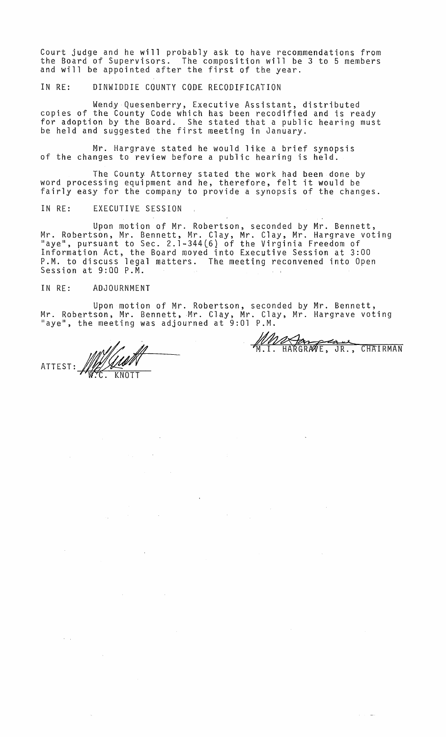Court judge and he will probably ask to have recommendations from the Board of Supervisors. The composition will be 3 to 5 members and will be appointed after the first of the year.

IN RE: DINWIDDIE COUNTY CODE RECODIFICATION

Wendy Quesenberry, Executive Assistant, distributed copies of the County Code which has been recodified and is ready for adoption by the Board. She stated that a public hearing must be held and suggested the first meeting in January.

Mr. Hargrave stated he would like a brief synopsis of the changes to review before a public hearing is held.

The County Attorney stated the work had been done by word processing equipment and he, therefore, felt it would be fairly easy for the company to provide a synopsis of the changes.

IN RE: EXECUTIVE SESSION

Upon motion of Mr. Robertson, seconded by Mr. Bennett, Mr. Robertson, Mr. Bennett, Mr. Clay, Mr. Clay, Mr. Hargrave voting "aye", pursuant to Sec. 2.1-344(6) of the Virginia Freedom of Information Act, the Board moved into Executive Session at 3:00 P.M. to discuss legal matters. The meeting reconvened into Open Session at 9:00 P.M.

IN RE: ADJOURNMENT

Upon motion of Mr. Robertson, seconded by Mr. Bennett, Mr. Robertson, Mr. Bennett, Mr. Clay, Mr. Clay, Mr. Hargrave voting "aye", the meeting was adjourned at 9:01 P.M.

M.I. HARGRAVE, JR., CHAIRMAN

ATTEST: W.C. KNOTT